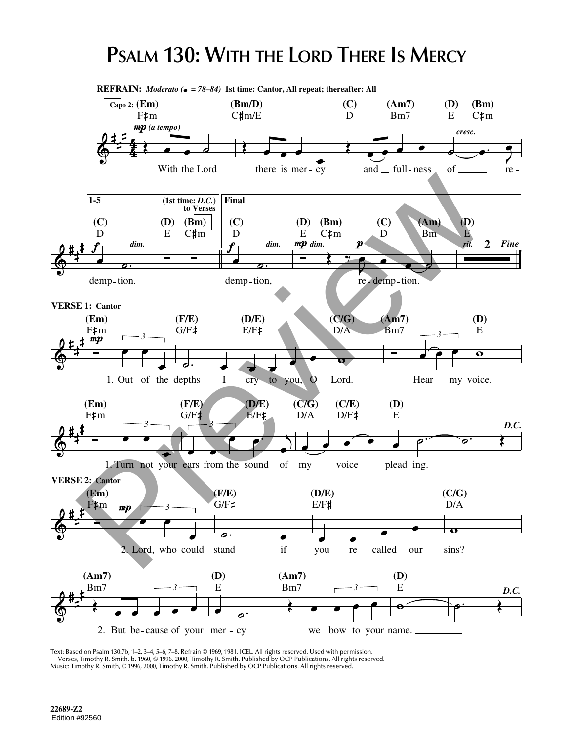# Psalm 130: With the Lord There Is Mercy

**REFRAIN:** *Moderato* (♩ = 78–84) 1st time: Cantor, All repeat; thereafter: All

Capo 2: (Em) F♯m (Bm/D) C♯m/E (C) D (Am7) Bm7 (D) E (Bm) C♯m

*mp (a tempo)* *cresc.*

With the Lord there is mer - cy and full - ness of re -

1-5 (1st time: *D.C.*) to Verses — (C) D (D) E (Bm) C♯m

*f* *dim.*

demp - tion.

Final — (C) D (D) E (Bm) C♯m (C) D (Am) Bm (D) E

*f* *dim.* *mp dim.* *p* *rit.* *Fine*

demp - tion, re - demp - tion.

**VERSE 1: Cantor**

(Em) F♯m (F/E) G/F♯ (D/E) E/F♯ (C/G) D/A (Am7) Bm7 (D) E

*mp*

1. Out of the depths I cry to you, O Lord. Hear my voice.

(Em) F♯m (F/E) G/F♯ (D/E) E/F♯ (C/G) D/A (C/E) D/F♯ (D) E *D.C.*

1. Turn not your ears from the sound of my voice plead - ing.

**VERSE 2: Cantor**

(Em) F♯m (F/E) G/F♯ (D/E) E/F♯ (C/G) D/A

*mp*

2. Lord, who could stand if you re - called our sins?

(Am7) Bm7 (D) E (Am7) Bm7 (D) E *D.C.*

2. But be - cause of your mer - cy we bow to your name.

Text: Based on Psalm 130:7b, 1–2, 3–4, 5–6, 7–8. Refrain © 1969, 1981, ICEL. All rights reserved. Used with permission.
Verses, Timothy R. Smith, b. 1960, © 1996, 2000, Timothy R. Smith. Published by OCP Publications. All rights reserved.
Music: Timothy R. Smith, © 1996, 2000, Timothy R. Smith. Published by OCP Publications. All rights reserved.

22689-Z2
Edition #92560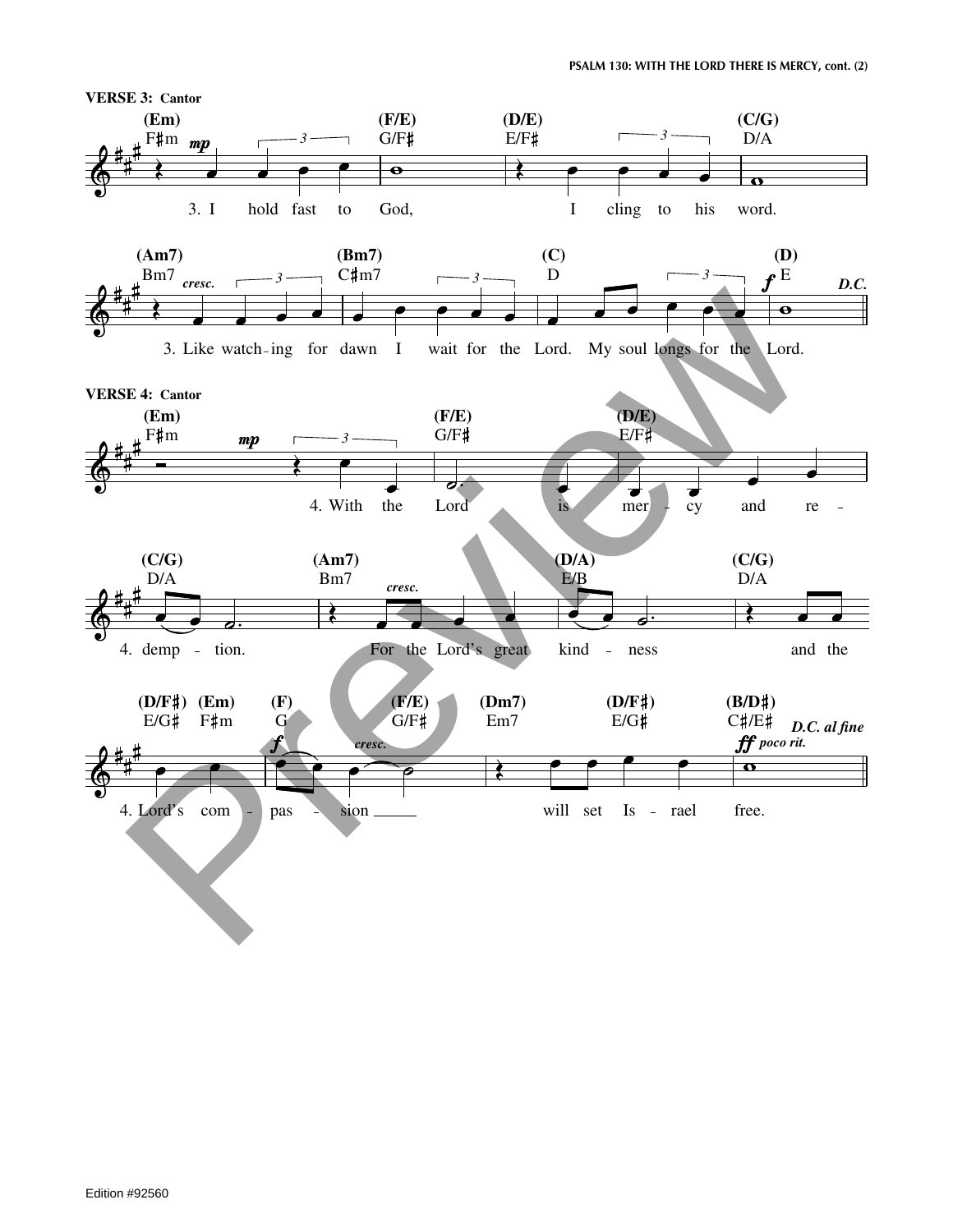VERSE 3: Cantor

(Em) F♯m *mp* (F/E) G/F♯ (D/E) E/F♯ (C/G) D/A

3. I hold fast to God, I cling to his word.

(Am7) Bm7 *cresc.* (Bm7) C♯m7 (C) D (D) E *f* *D.C.*

3. Like watch-ing for dawn I wait for the Lord. My soul longs for the Lord.

VERSE 4: Cantor

(Em) F♯m *mp* (F/E) G/F♯ (D/E) E/F♯

4. With the Lord is mer-cy and re-

(C/G) D/A (Am7) Bm7 *cresc.* (D/A) E/B (C/G) D/A

4. demp-tion. For the Lord's great kind-ness and the

(D/F♯) E/G♯ (Em) F♯m (F) G *f* *cresc.* (F/E) G/F♯ (Dm7) Em7 (D/F♯) E/G♯ (B/D♯) C♯/E♯ *ff poco rit.* *D.C. al fine*

4. Lord's com-pas-sion will set Is-rael free.

Edition #92560